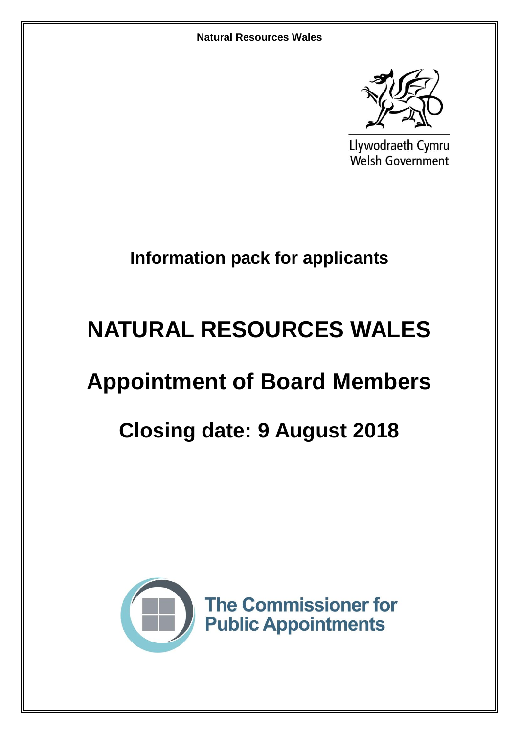Llywodraeth Cymru
Welsh Government

# Information pack for applicants

# NATURAL RESOURCES WALES

# Appointment of Board Members

# Closing date: 9 August 2018

The Commissioner for Public Appointments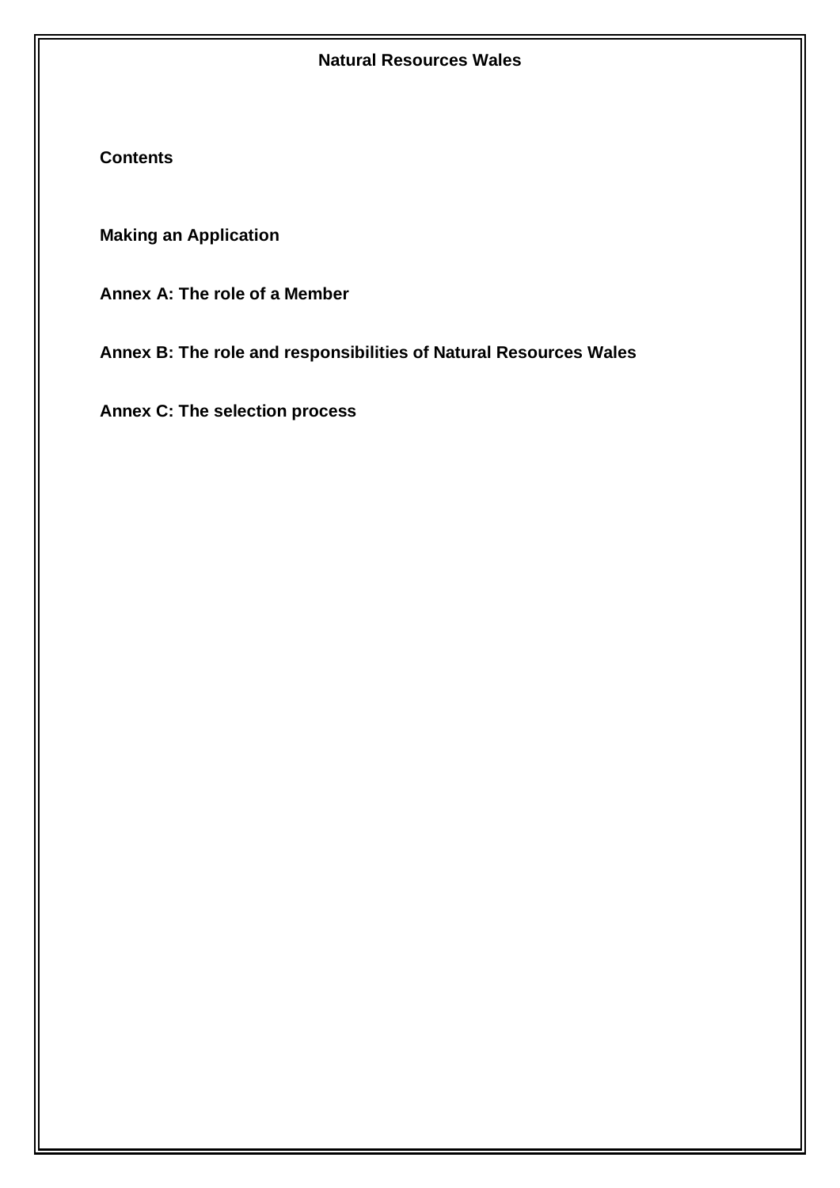**Natural Resources Wales**

## Contents

**Making an Application**

**Annex A: The role of a Member**

**Annex B: The role and responsibilities of Natural Resources Wales**

**Annex C: The selection process**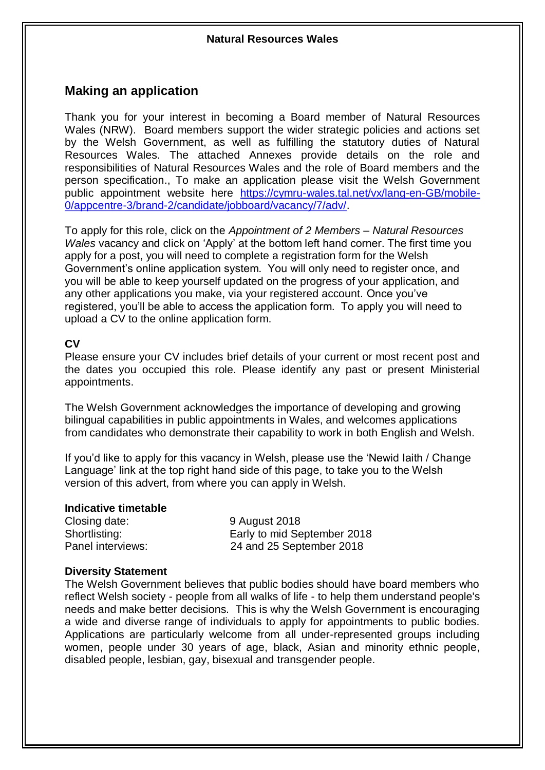Natural Resources Wales

## Making an application

Thank you for your interest in becoming a Board member of Natural Resources Wales (NRW). Board members support the wider strategic policies and actions set by the Welsh Government, as well as fulfilling the statutory duties of Natural Resources Wales. The attached Annexes provide details on the role and responsibilities of Natural Resources Wales and the role of Board members and the person specification., To make an application please visit the Welsh Government public appointment website here [https://cymru-wales.tal.net/vx/lang-en-GB/mobile-0/appcentre-3/brand-2/candidate/jobboard/vacancy/7/adv/](https://cymru-wales.tal.net/vx/lang-en-GB/mobile-0/appcentre-3/brand-2/candidate/jobboard/vacancy/7/adv/).

To apply for this role, click on the *Appointment of 2 Members – Natural Resources Wales* vacancy and click on 'Apply' at the bottom left hand corner. The first time you apply for a post, you will need to complete a registration form for the Welsh Government's online application system. You will only need to register once, and you will be able to keep yourself updated on the progress of your application, and any other applications you make, via your registered account. Once you've registered, you'll be able to access the application form. To apply you will need to upload a CV to the online application form.

**CV**

Please ensure your CV includes brief details of your current or most recent post and the dates you occupied this role. Please identify any past or present Ministerial appointments.

The Welsh Government acknowledges the importance of developing and growing bilingual capabilities in public appointments in Wales, and welcomes applications from candidates who demonstrate their capability to work in both English and Welsh.

If you'd like to apply for this vacancy in Welsh, please use the 'Newid Iaith / Change Language' link at the top right hand side of this page, to take you to the Welsh version of this advert, from where you can apply in Welsh.

**Indicative timetable**

| | |
|---|---|
| Closing date: | 9 August 2018 |
| Shortlisting: | Early to mid September 2018 |
| Panel interviews: | 24 and 25 September 2018 |

**Diversity Statement**

The Welsh Government believes that public bodies should have board members who reflect Welsh society - people from all walks of life - to help them understand people's needs and make better decisions. This is why the Welsh Government is encouraging a wide and diverse range of individuals to apply for appointments to public bodies. Applications are particularly welcome from all under-represented groups including women, people under 30 years of age, black, Asian and minority ethnic people, disabled people, lesbian, gay, bisexual and transgender people.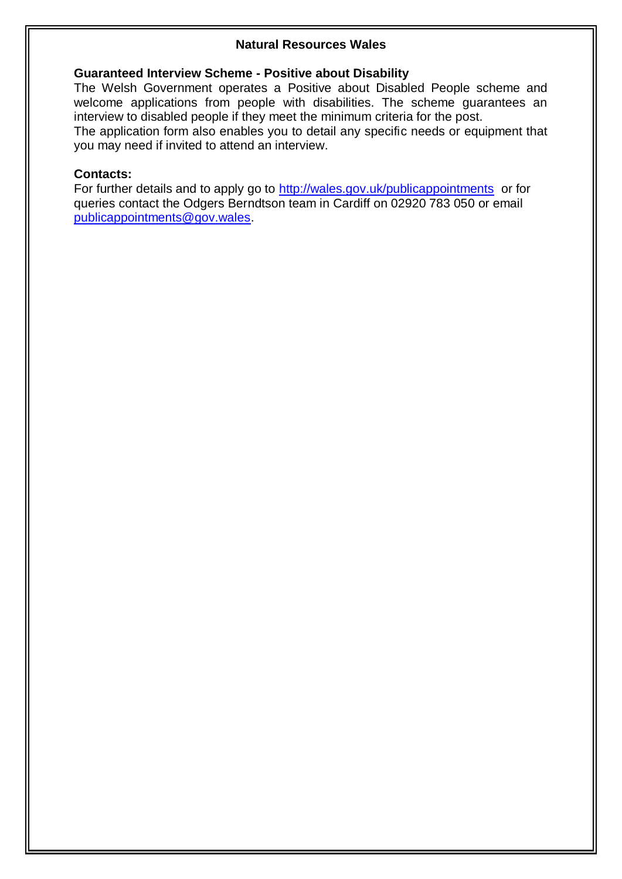**Natural Resources Wales**

**Guaranteed Interview Scheme - Positive about Disability**

The Welsh Government operates a Positive about Disabled People scheme and welcome applications from people with disabilities. The scheme guarantees an interview to disabled people if they meet the minimum criteria for the post.

The application form also enables you to detail any specific needs or equipment that you may need if invited to attend an interview.

**Contacts:**

For further details and to apply go to http://wales.gov.uk/publicappointments or for queries contact the Odgers Berndtson team in Cardiff on 02920 783 050 or email publicappointments@gov.wales.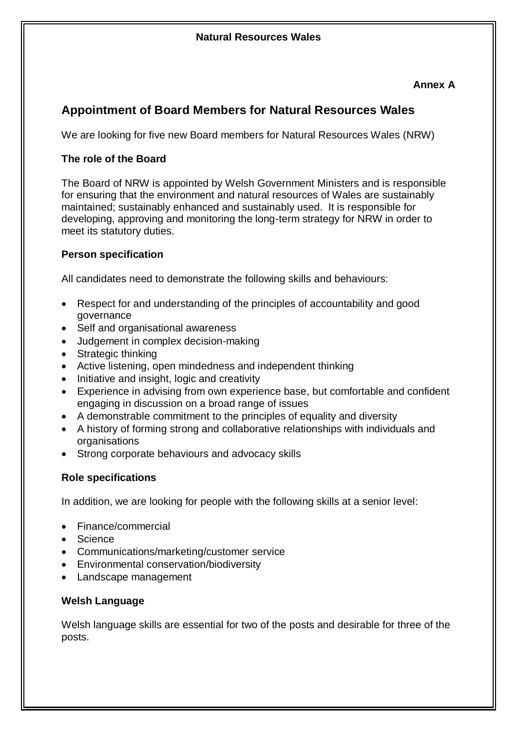**Natural Resources Wales**

**Annex A**

## Appointment of Board Members for Natural Resources Wales

We are looking for five new Board members for Natural Resources Wales (NRW)

### The role of the Board

The Board of NRW is appointed by Welsh Government Ministers and is responsible for ensuring that the environment and natural resources of Wales are sustainably maintained; sustainably enhanced and sustainably used. It is responsible for developing, approving and monitoring the long-term strategy for NRW in order to meet its statutory duties.

### Person specification

All candidates need to demonstrate the following skills and behaviours:

- Respect for and understanding of the principles of accountability and good governance
- Self and organisational awareness
- Judgement in complex decision-making
- Strategic thinking
- Active listening, open mindedness and independent thinking
- Initiative and insight, logic and creativity
- Experience in advising from own experience base, but comfortable and confident engaging in discussion on a broad range of issues
- A demonstrable commitment to the principles of equality and diversity
- A history of forming strong and collaborative relationships with individuals and organisations
- Strong corporate behaviours and advocacy skills

### Role specifications

In addition, we are looking for people with the following skills at a senior level:

- Finance/commercial
- Science
- Communications/marketing/customer service
- Environmental conservation/biodiversity
- Landscape management

### Welsh Language

Welsh language skills are essential for two of the posts and desirable for three of the posts.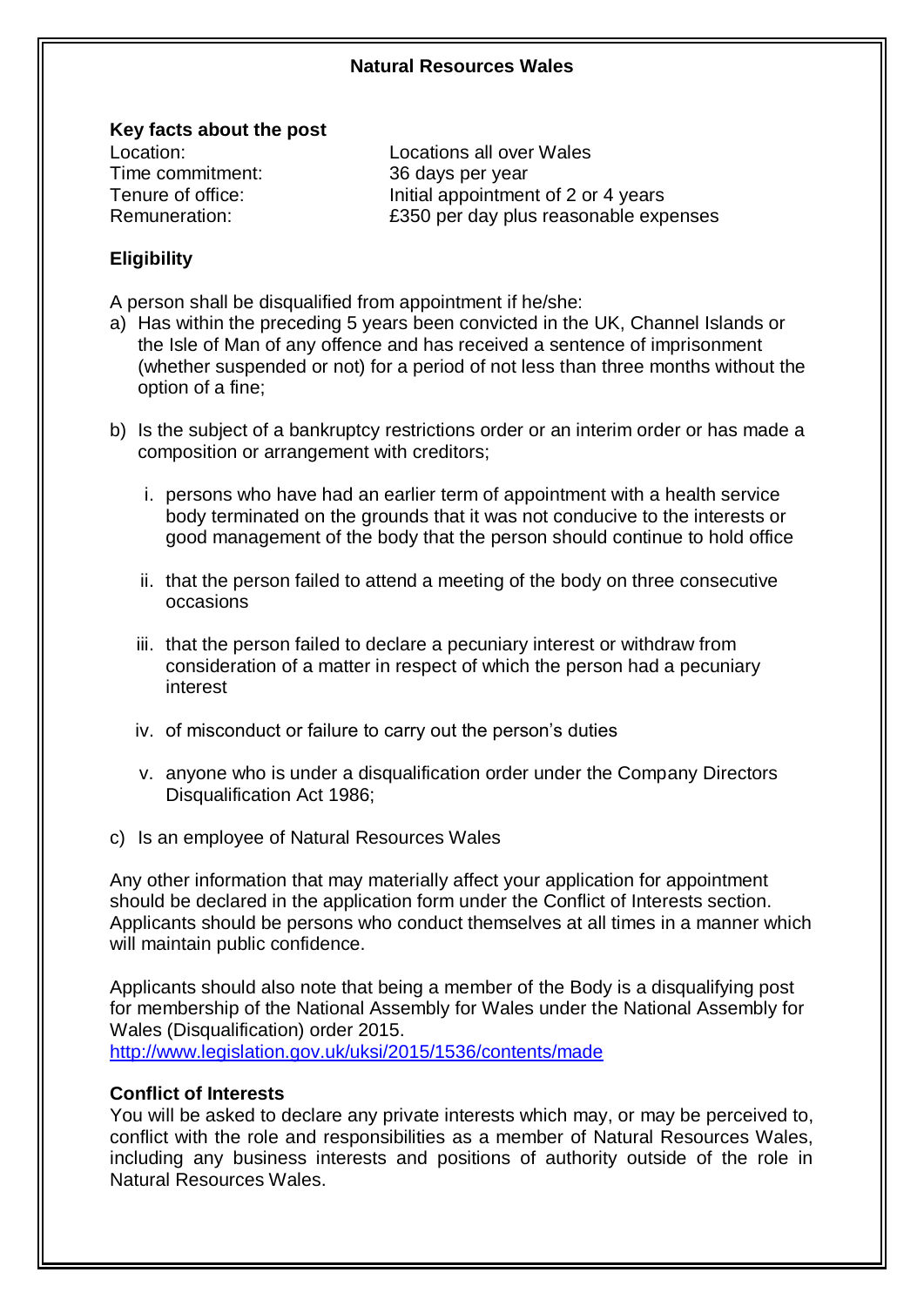## Natural Resources Wales

### Key facts about the post

| | |
|---|---|
| Location: | Locations all over Wales |
| Time commitment: | 36 days per year |
| Tenure of office: | Initial appointment of 2 or 4 years |
| Remuneration: | £350 per day plus reasonable expenses |

### Eligibility

A person shall be disqualified from appointment if he/she:

a) Has within the preceding 5 years been convicted in the UK, Channel Islands or the Isle of Man of any offence and has received a sentence of imprisonment (whether suspended or not) for a period of not less than three months without the option of a fine;

b) Is the subject of a bankruptcy restrictions order or an interim order or has made a composition or arrangement with creditors;

   i. persons who have had an earlier term of appointment with a health service body terminated on the grounds that it was not conducive to the interests or good management of the body that the person should continue to hold office

   ii. that the person failed to attend a meeting of the body on three consecutive occasions

   iii. that the person failed to declare a pecuniary interest or withdraw from consideration of a matter in respect of which the person had a pecuniary interest

   iv. of misconduct or failure to carry out the person's duties

   v. anyone who is under a disqualification order under the Company Directors Disqualification Act 1986;

c) Is an employee of Natural Resources Wales

Any other information that may materially affect your application for appointment should be declared in the application form under the Conflict of Interests section. Applicants should be persons who conduct themselves at all times in a manner which will maintain public confidence.

Applicants should also note that being a member of the Body is a disqualifying post for membership of the National Assembly for Wales under the National Assembly for Wales (Disqualification) order 2015.
http://www.legislation.gov.uk/uksi/2015/1536/contents/made

### Conflict of Interests

You will be asked to declare any private interests which may, or may be perceived to, conflict with the role and responsibilities as a member of Natural Resources Wales, including any business interests and positions of authority outside of the role in Natural Resources Wales.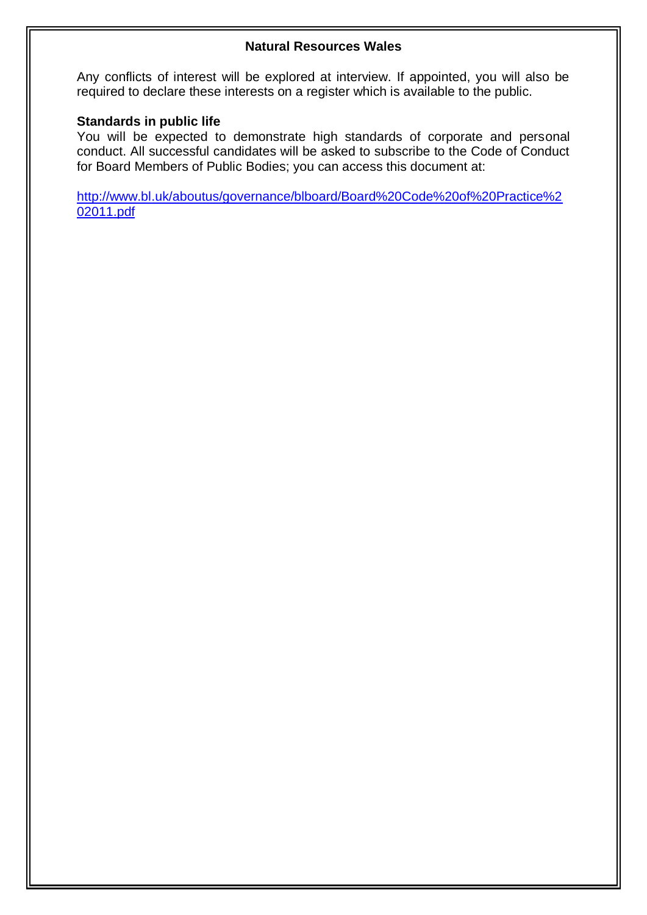**Natural Resources Wales**

Any conflicts of interest will be explored at interview. If appointed, you will also be required to declare these interests on a register which is available to the public.

**Standards in public life**

You will be expected to demonstrate high standards of corporate and personal conduct. All successful candidates will be asked to subscribe to the Code of Conduct for Board Members of Public Bodies; you can access this document at:

http://www.bl.uk/aboutus/governance/blboard/Board%20Code%20of%20Practice%202011.pdf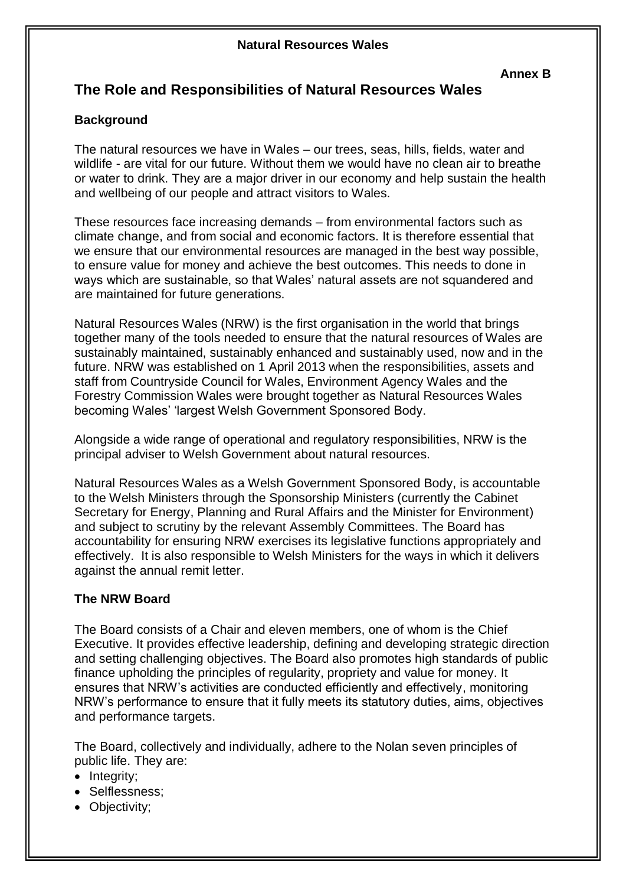**Natural Resources Wales**

**Annex B**

## The Role and Responsibilities of Natural Resources Wales

### Background

The natural resources we have in Wales – our trees, seas, hills, fields, water and wildlife - are vital for our future. Without them we would have no clean air to breathe or water to drink. They are a major driver in our economy and help sustain the health and wellbeing of our people and attract visitors to Wales.

These resources face increasing demands – from environmental factors such as climate change, and from social and economic factors. It is therefore essential that we ensure that our environmental resources are managed in the best way possible, to ensure value for money and achieve the best outcomes. This needs to done in ways which are sustainable, so that Wales' natural assets are not squandered and are maintained for future generations.

Natural Resources Wales (NRW) is the first organisation in the world that brings together many of the tools needed to ensure that the natural resources of Wales are sustainably maintained, sustainably enhanced and sustainably used, now and in the future. NRW was established on 1 April 2013 when the responsibilities, assets and staff from Countryside Council for Wales, Environment Agency Wales and the Forestry Commission Wales were brought together as Natural Resources Wales becoming Wales' 'largest Welsh Government Sponsored Body.

Alongside a wide range of operational and regulatory responsibilities, NRW is the principal adviser to Welsh Government about natural resources.

Natural Resources Wales as a Welsh Government Sponsored Body, is accountable to the Welsh Ministers through the Sponsorship Ministers (currently the Cabinet Secretary for Energy, Planning and Rural Affairs and the Minister for Environment) and subject to scrutiny by the relevant Assembly Committees. The Board has accountability for ensuring NRW exercises its legislative functions appropriately and effectively. It is also responsible to Welsh Ministers for the ways in which it delivers against the annual remit letter.

### The NRW Board

The Board consists of a Chair and eleven members, one of whom is the Chief Executive. It provides effective leadership, defining and developing strategic direction and setting challenging objectives. The Board also promotes high standards of public finance upholding the principles of regularity, propriety and value for money. It ensures that NRW's activities are conducted efficiently and effectively, monitoring NRW's performance to ensure that it fully meets its statutory duties, aims, objectives and performance targets.

The Board, collectively and individually, adhere to the Nolan seven principles of public life. They are:

- Integrity;
- Selflessness;
- Objectivity;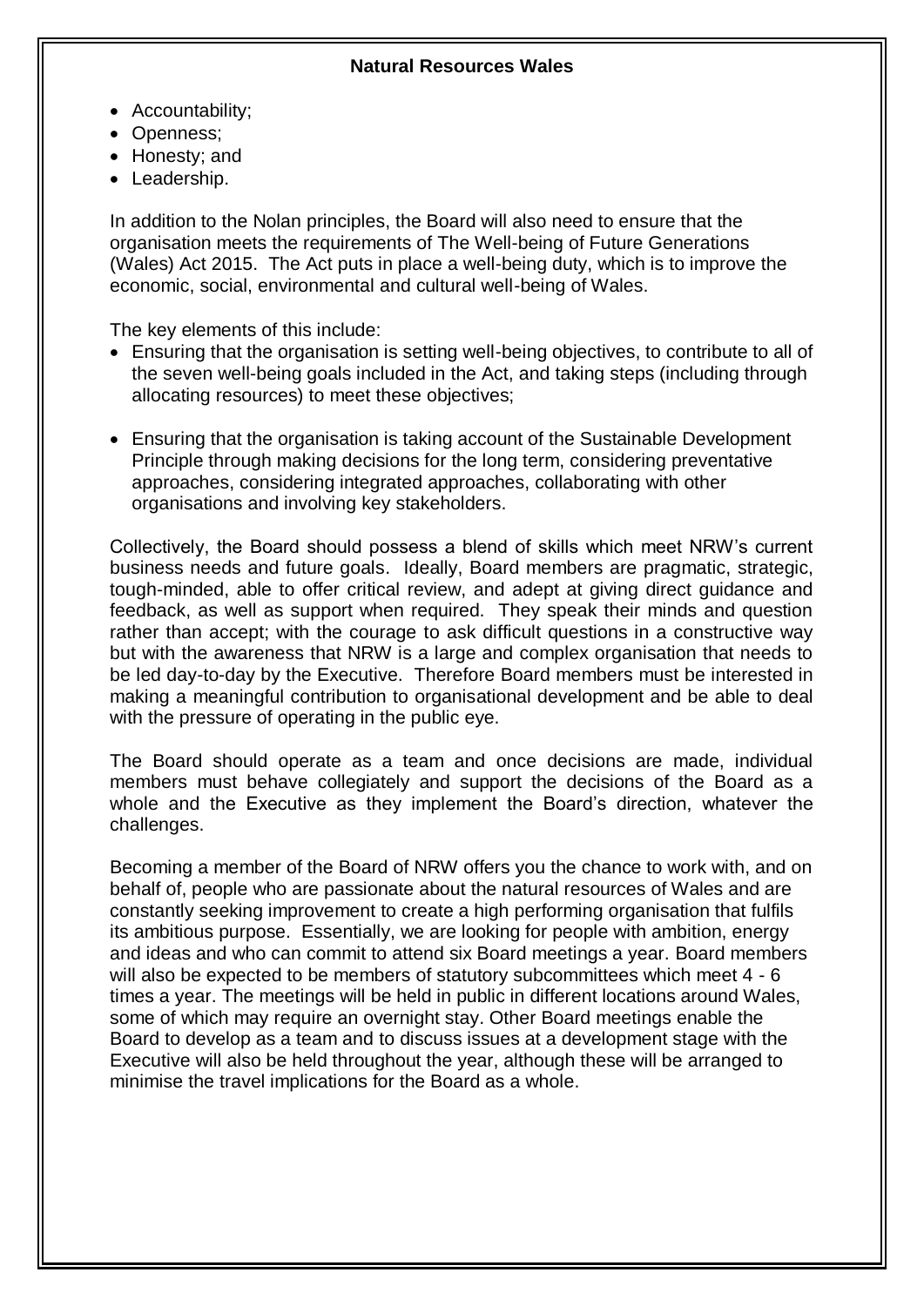- Accountability;
- Openness;
- Honesty; and
- Leadership.

In addition to the Nolan principles, the Board will also need to ensure that the organisation meets the requirements of The Well-being of Future Generations (Wales) Act 2015. The Act puts in place a well-being duty, which is to improve the economic, social, environmental and cultural well-being of Wales.

The key elements of this include:

- Ensuring that the organisation is setting well-being objectives, to contribute to all of the seven well-being goals included in the Act, and taking steps (including through allocating resources) to meet these objectives;

- Ensuring that the organisation is taking account of the Sustainable Development Principle through making decisions for the long term, considering preventative approaches, considering integrated approaches, collaborating with other organisations and involving key stakeholders.

Collectively, the Board should possess a blend of skills which meet NRW's current business needs and future goals. Ideally, Board members are pragmatic, strategic, tough-minded, able to offer critical review, and adept at giving direct guidance and feedback, as well as support when required. They speak their minds and question rather than accept; with the courage to ask difficult questions in a constructive way but with the awareness that NRW is a large and complex organisation that needs to be led day-to-day by the Executive. Therefore Board members must be interested in making a meaningful contribution to organisational development and be able to deal with the pressure of operating in the public eye.

The Board should operate as a team and once decisions are made, individual members must behave collegiately and support the decisions of the Board as a whole and the Executive as they implement the Board's direction, whatever the challenges.

Becoming a member of the Board of NRW offers you the chance to work with, and on behalf of, people who are passionate about the natural resources of Wales and are constantly seeking improvement to create a high performing organisation that fulfils its ambitious purpose. Essentially, we are looking for people with ambition, energy and ideas and who can commit to attend six Board meetings a year. Board members will also be expected to be members of statutory subcommittees which meet 4 - 6 times a year. The meetings will be held in public in different locations around Wales, some of which may require an overnight stay. Other Board meetings enable the Board to develop as a team and to discuss issues at a development stage with the Executive will also be held throughout the year, although these will be arranged to minimise the travel implications for the Board as a whole.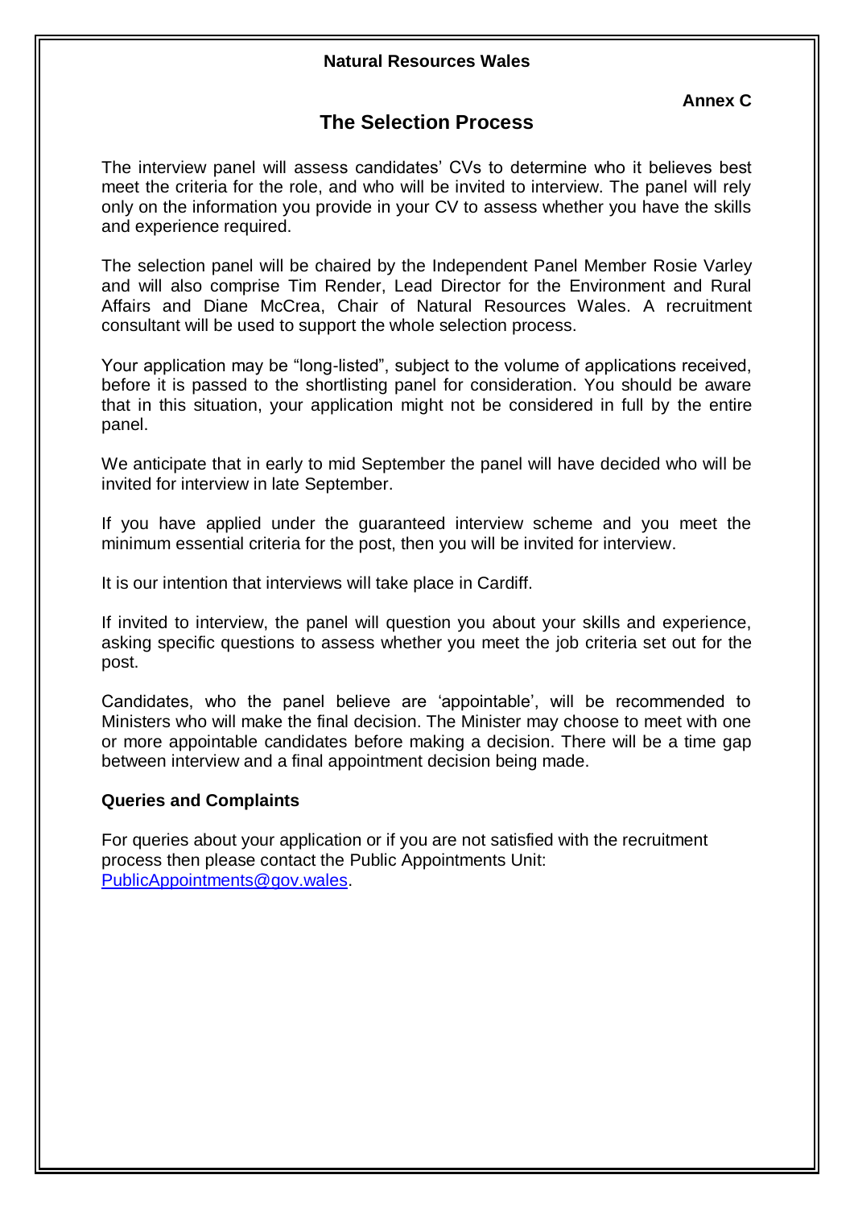**Natural Resources Wales**

**Annex C**

## The Selection Process

The interview panel will assess candidates' CVs to determine who it believes best meet the criteria for the role, and who will be invited to interview. The panel will rely only on the information you provide in your CV to assess whether you have the skills and experience required.

The selection panel will be chaired by the Independent Panel Member Rosie Varley and will also comprise Tim Render, Lead Director for the Environment and Rural Affairs and Diane McCrea, Chair of Natural Resources Wales. A recruitment consultant will be used to support the whole selection process.

Your application may be "long-listed", subject to the volume of applications received, before it is passed to the shortlisting panel for consideration. You should be aware that in this situation, your application might not be considered in full by the entire panel.

We anticipate that in early to mid September the panel will have decided who will be invited for interview in late September.

If you have applied under the guaranteed interview scheme and you meet the minimum essential criteria for the post, then you will be invited for interview.

It is our intention that interviews will take place in Cardiff.

If invited to interview, the panel will question you about your skills and experience, asking specific questions to assess whether you meet the job criteria set out for the post.

Candidates, who the panel believe are 'appointable', will be recommended to Ministers who will make the final decision. The Minister may choose to meet with one or more appointable candidates before making a decision. There will be a time gap between interview and a final appointment decision being made.

### Queries and Complaints

For queries about your application or if you are not satisfied with the recruitment process then please contact the Public Appointments Unit: PublicAppointments@gov.wales.